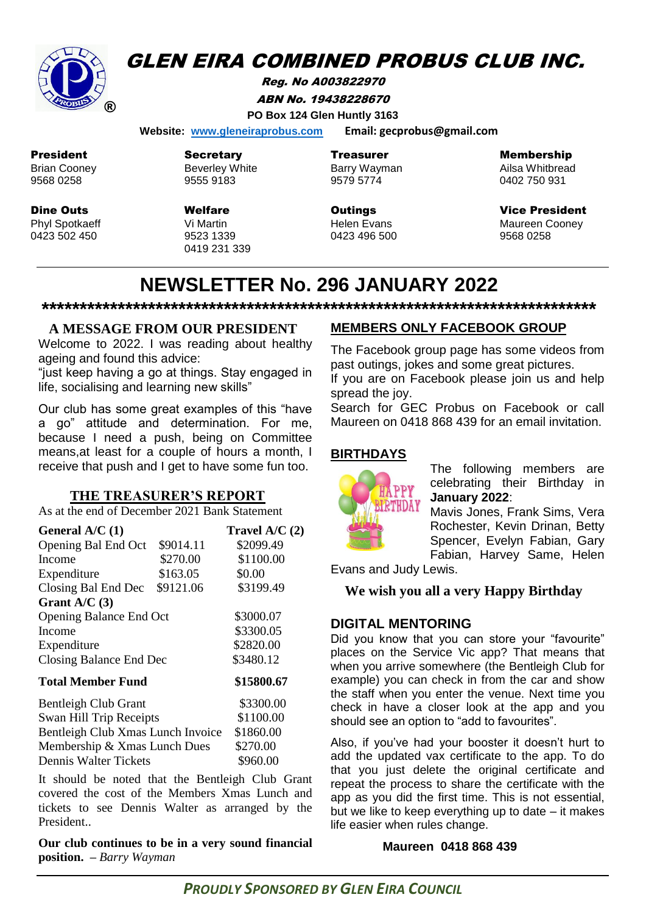# GLEN EIRA COMBINED PROBUS CLUB INC.

**Reg. No A003822970**

**ABN No. 19438228670**

**PO Box 124 Glen Huntly 3163**

**Website:** www.gleneiraprobus.com **Email: gecprobus@gmail.com**

| President | Secretary | Treasurer | Membership |
|---|---|---|---|
| Brian Cooney | Beverley White | Barry Wayman | Ailsa Whitbread |
| 9568 0258 | 9555 9183 | 9579 5774 | 0402 750 931 |
| **Dine Outs** | **Welfare** | **Outings** | **Vice President** |
| Phyl Spotkaeff | Vi Martin | Helen Evans | Maureen Cooney |
| 0423 502 450 | 9523 1339<br>0419 231 339 | 0423 496 500 | 9568 0258 |

# NEWSLETTER No. 296 JANUARY 2022

## A MESSAGE FROM OUR PRESIDENT

Welcome to 2022. I was reading about healthy ageing and found this advice:
"just keep having a go at things. Stay engaged in life, socialising and learning new skills"

Our club has some great examples of this "have a go" attitude and determination. For me, because I need a push, being on Committee means,at least for a couple of hours a month, I receive that push and I get to have some fun too.

## THE TREASURER'S REPORT

As at the end of December 2021 Bank Statement

| **General A/C (1)** | | **Travel A/C (2)** |
|---|---|---|
| Opening Bal End Oct | $9014.11 | $2099.49 |
| Income | $270.00 | $1100.00 |
| Expenditure | $163.05 | $0.00 |
| Closing Bal End Dec | $9121.06 | $3199.49 |
| **Grant A/C (3)** | | |
| Opening Balance End Oct | | $3000.07 |
| Income | | $3300.05 |
| Expenditure | | $2820.00 |
| Closing Balance End Dec | | $3480.12 |
| **Total Member Fund** | | **$15800.67** |
| Bentleigh Club Grant | | $3300.00 |
| Swan Hill Trip Receipts | | $1100.00 |
| Bentleigh Club Xmas Lunch Invoice | | $1860.00 |
| Membership & Xmas Lunch Dues | | $270.00 |
| Dennis Walter Tickets | | $960.00 |

It should be noted that the Bentleigh Club Grant covered the cost of the Members Xmas Lunch and tickets to see Dennis Walter as arranged by the President..

**Our club continues to be in a very sound financial position.** – *Barry Wayman*

## MEMBERS ONLY FACEBOOK GROUP

The Facebook group page has some videos from past outings, jokes and some great pictures.
If you are on Facebook please join us and help spread the joy.
Search for GEC Probus on Facebook or call Maureen on 0418 868 439 for an email invitation.

## BIRTHDAYS

The following members are celebrating their Birthday in **January 2022**:
Mavis Jones, Frank Sims, Vera Rochester, Kevin Drinan, Betty Spencer, Evelyn Fabian, Gary Fabian, Harvey Same, Helen Evans and Judy Lewis.

**We wish you all a very Happy Birthday**

## DIGITAL MENTORING

Did you know that you can store your "favourite" places on the Service Vic app? That means that when you arrive somewhere (the Bentleigh Club for example) you can check in from the car and show the staff when you enter the venue. Next time you check in have a closer look at the app and you should see an option to "add to favourites".

Also, if you've had your booster it doesn't hurt to add the updated vax certificate to the app. To do that you just delete the original certificate and repeat the process to share the certificate with the app as you did the first time. This is not essential, but we like to keep everything up to date – it makes life easier when rules change.

**Maureen 0418 868 439**

***PROUDLY SPONSORED BY GLEN EIRA COUNCIL***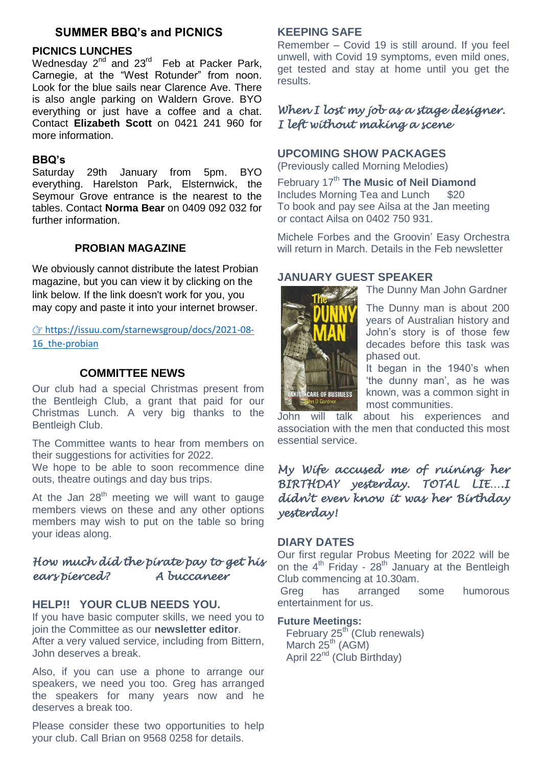## SUMMER BBQ's and PICNICS

### PICNICS LUNCHES

Wednesday 2nd and 23rd Feb at Packer Park, Carnegie, at the "West Rotunder" from noon. Look for the blue sails near Clarence Ave. There is also angle parking on Waldern Grove. BYO everything or just have a coffee and a chat. Contact **Elizabeth Scott** on 0421 241 960 for more information.

### BBQ's

Saturday 29th January from 5pm. BYO everything. Harelston Park, Elsternwick, the Seymour Grove entrance is the nearest to the tables. Contact **Norma Bear** on 0409 092 032 for further information.

## PROBIAN MAGAZINE

We obviously cannot distribute the latest Probian magazine, but you can view it by clicking on the link below. If the link doesn't work for you, you may copy and paste it into your internet browser.

☞ https://issuu.com/starnewsgroup/docs/2021-08-16_the-probian

## COMMITTEE NEWS

Our club had a special Christmas present from the Bentleigh Club, a grant that paid for our Christmas Lunch. A very big thanks to the Bentleigh Club.

The Committee wants to hear from members on their suggestions for activities for 2022.
We hope to be able to soon recommence dine outs, theatre outings and day bus trips.

At the Jan 28th meeting we will want to gauge members views on these and any other options members may wish to put on the table so bring your ideas along.

*How much did the pirate pay to get his ears pierced? A buccaneer*

## HELP!! YOUR CLUB NEEDS YOU.

If you have basic computer skills, we need you to join the Committee as our **newsletter editor**.
After a very valued service, including from Bittern, John deserves a break.

Also, if you can use a phone to arrange our speakers, we need you too. Greg has arranged the speakers for many years now and he deserves a break too.

Please consider these two opportunities to help your club. Call Brian on 9568 0258 for details.

## KEEPING SAFE

Remember – Covid 19 is still around. If you feel unwell, with Covid 19 symptoms, even mild ones, get tested and stay at home until you get the results.

*When I lost my job as a stage designer. I left without making a scene*

## UPCOMING SHOW PACKAGES

(Previously called Morning Melodies)

February 17th **The Music of Neil Diamond**
Includes Morning Tea and Lunch $20
To book and pay see Ailsa at the Jan meeting or contact Ailsa on 0402 750 931.

Michele Forbes and the Groovin' Easy Orchestra will return in March. Details in the Feb newsletter

## JANUARY GUEST SPEAKER

The Dunny Man John Gardner

The Dunny man is about 200 years of Australian history and John's story is of those few decades before this task was phased out.
It began in the 1940's when 'the dunny man', as he was known, was a common sight in most communities.
John will talk about his experiences and association with the men that conducted this most essential service.

*My Wife accused me of ruining her BIRTHDAY yesterday. TOTAL LIE….I didn't even know it was her Birthday yesterday!*

## DIARY DATES

Our first regular Probus Meeting for 2022 will be on the 4th Friday - 28th January at the Bentleigh Club commencing at 10.30am.
Greg has arranged some humorous entertainment for us.

**Future Meetings:**

February 25th (Club renewals)
March 25th (AGM)
April 22nd (Club Birthday)